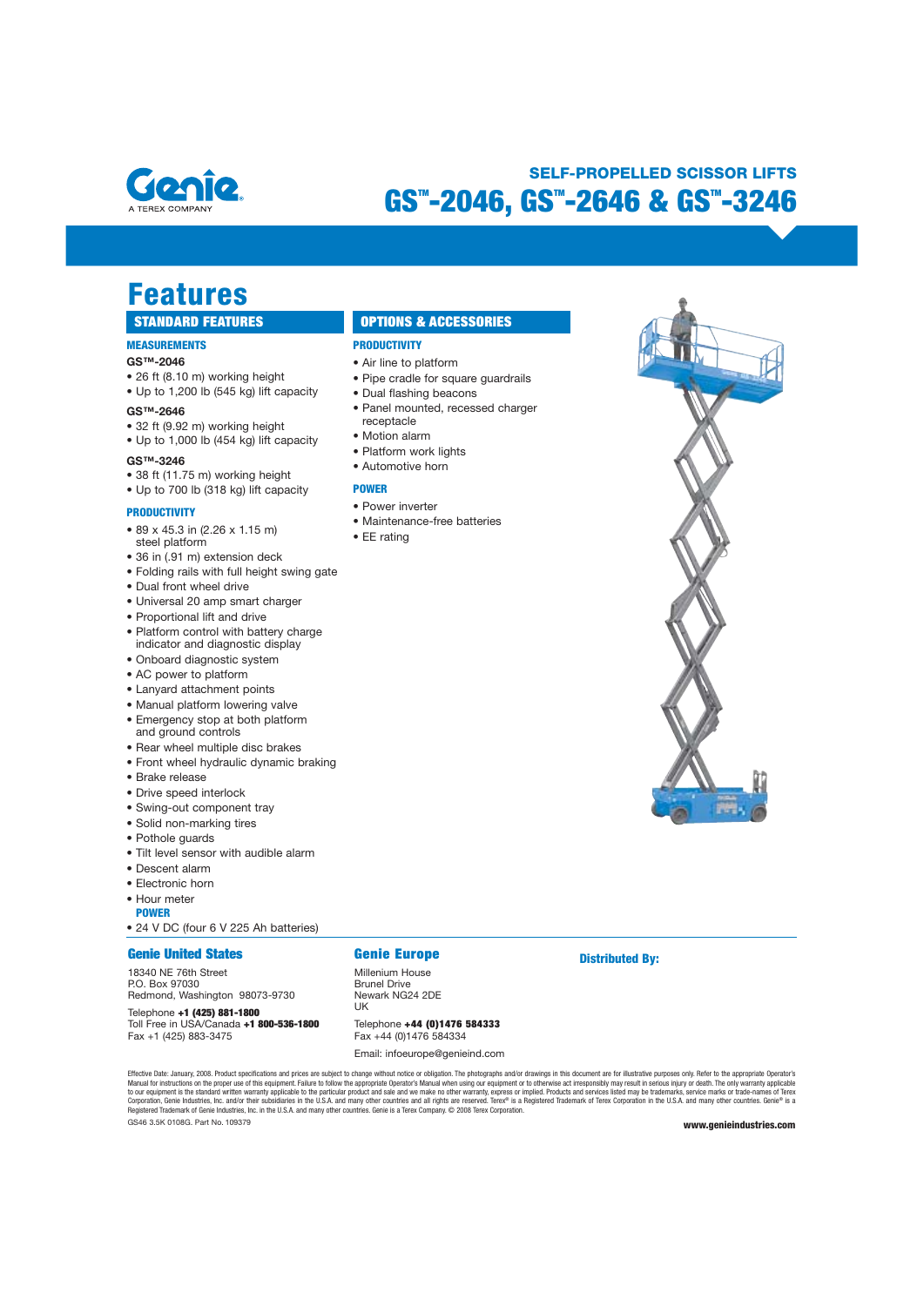Genie
A TEREX COMPANY

## SELF-PROPELLED SCISSOR LIFTS

# GS™-2046, GS™-2646 & GS™-3246

# Features

## STANDARD FEATURES

### MEASUREMENTS

**GS™-2046**

- 26 ft (8.10 m) working height
- Up to 1,200 lb (545 kg) lift capacity

**GS™-2646**

- 32 ft (9.92 m) working height
- Up to 1,000 lb (454 kg) lift capacity

**GS™-3246**

- 38 ft (11.75 m) working height
- Up to 700 lb (318 kg) lift capacity

### PRODUCTIVITY

- 89 x 45.3 in (2.26 x 1.15 m) steel platform
- 36 in (.91 m) extension deck
- Folding rails with full height swing gate
- Dual front wheel drive
- Universal 20 amp smart charger
- Proportional lift and drive
- Platform control with battery charge indicator and diagnostic display
- Onboard diagnostic system
- AC power to platform
- Lanyard attachment points
- Manual platform lowering valve
- Emergency stop at both platform and ground controls
- Rear wheel multiple disc brakes
- Front wheel hydraulic dynamic braking
- Brake release
- Drive speed interlock
- Swing-out component tray
- Solid non-marking tires
- Pothole guards
- Tilt level sensor with audible alarm
- Descent alarm
- Electronic horn
- Hour meter

### POWER

- 24 V DC (four 6 V 225 Ah batteries)

## OPTIONS & ACCESSORIES

### PRODUCTIVITY

- Air line to platform
- Pipe cradle for square guardrails
- Dual flashing beacons
- Panel mounted, recessed charger receptacle
- Motion alarm
- Platform work lights
- Automotive horn

### POWER

- Power inverter
- Maintenance-free batteries
- EE rating

### Genie United States

18340 NE 76th Street
P.O. Box 97030
Redmond, Washington 98073-9730

Telephone **+1 (425) 881-1800**
Toll Free in USA/Canada **+1 800-536-1800**
Fax +1 (425) 883-3475

### Genie Europe

Millenium House
Brunel Drive
Newark NG24 2DE
UK

Telephone **+44 (0)1476 584333**
Fax +44 (0)1476 584334

Email: infoeurope@genieind.com

### Distributed By:

Effective Date: January, 2008. Product specifications and prices are subject to change without notice or obligation. The photographs and/or drawings in this document are for illustrative purposes only. Refer to the appropriate Operator's Manual for instructions on the proper use of this equipment. Failure to follow the appropriate Operator's Manual when using our equipment or to otherwise act irresponsibly may result in serious injury or death. The only warranty applicable to our equipment is the standard written warranty applicable to the particular product and sale and we make no other warranty, express or implied. Products and services listed may be trademarks, service marks or trade-names of Terex Corporation, Genie Industries, Inc. and/or their subsidiaries in the U.S.A. and many other countries and all rights are reserved. Terex® is a Registered Trademark of Terex Corporation in the U.S.A. and many other countries. Genie® is a Registered Trademark of Genie Industries, Inc. in the U.S.A. and many other countries. Genie is a Terex Company. © 2008 Terex Corporation.

GS46 3.5K 0108G. Part No. 109379

www.genieindustries.com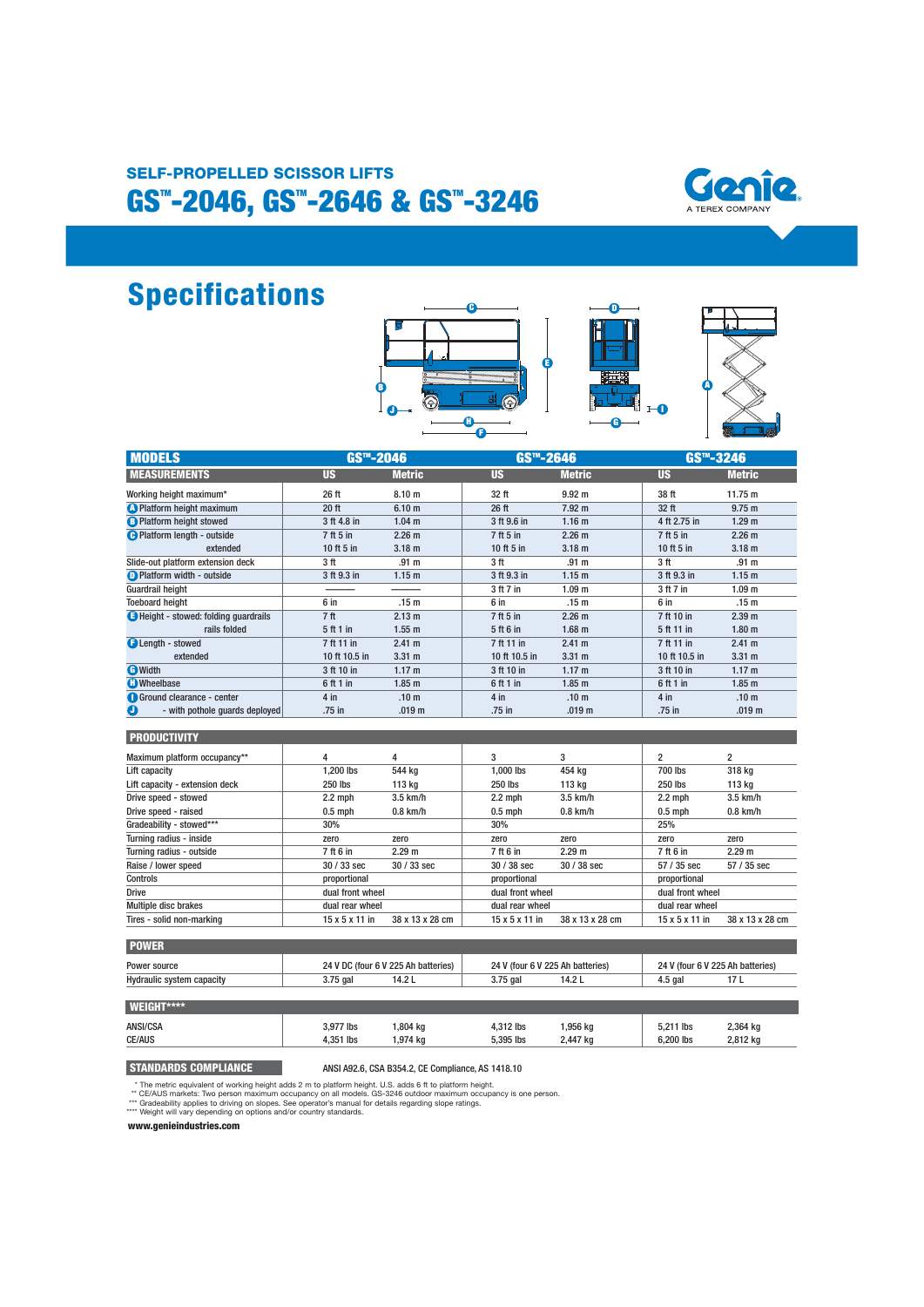## SELF-PROPELLED SCISSOR LIFTS

# GS™-2046, GS™-2646 & GS™-3246

# Specifications

| MODELS | GS™-2046 | | GS™-2646 | | GS™-3246 | |
|---|---|---|---|---|---|---|
| **MEASUREMENTS** | **US** | **Metric** | **US** | **Metric** | **US** | **Metric** |
| Working height maximum* | 26 ft | 8.10 m | 32 ft | 9.92 m | 38 ft | 11.75 m |
| A Platform height maximum | 20 ft | 6.10 m | 26 ft | 7.92 m | 32 ft | 9.75 m |
| B Platform height stowed | 3 ft 4.8 in | 1.04 m | 3 ft 9.6 in | 1.16 m | 4 ft 2.75 in | 1.29 m |
| C Platform length - outside | 7 ft 5 in | 2.26 m | 7 ft 5 in | 2.26 m | 7 ft 5 in | 2.26 m |
| extended | 10 ft 5 in | 3.18 m | 10 ft 5 in | 3.18 m | 10 ft 5 in | 3.18 m |
| Slide-out platform extension deck | 3 ft | .91 m | 3 ft | .91 m | 3 ft | .91 m |
| D Platform width - outside | 3 ft 9.3 in | 1.15 m | 3 ft 9.3 in | 1.15 m | 3 ft 9.3 in | 1.15 m |
| Guardrail height | ——— | ——— | 3 ft 7 in | 1.09 m | 3 ft 7 in | 1.09 m |
| Toeboard height | 6 in | .15 m | 6 in | .15 m | 6 in | .15 m |
| E Height - stowed: folding guardrails | 7 ft | 2.13 m | 7 ft 5 in | 2.26 m | 7 ft 10 in | 2.39 m |
| rails folded | 5 ft 1 in | 1.55 m | 5 ft 6 in | 1.68 m | 5 ft 11 in | 1.80 m |
| F Length - stowed | 7 ft 11 in | 2.41 m | 7 ft 11 in | 2.41 m | 7 ft 11 in | 2.41 m |
| extended | 10 ft 10.5 in | 3.31 m | 10 ft 10.5 in | 3.31 m | 10 ft 10.5 in | 3.31 m |
| G Width | 3 ft 10 in | 1.17 m | 3 ft 10 in | 1.17 m | 3 ft 10 in | 1.17 m |
| H Wheelbase | 6 ft 1 in | 1.85 m | 6 ft 1 in | 1.85 m | 6 ft 1 in | 1.85 m |
| I Ground clearance - center | 4 in | .10 m | 4 in | .10 m | 4 in | .10 m |
| J - with pothole guards deployed | .75 in | .019 m | .75 in | .019 m | .75 in | .019 m |
| **PRODUCTIVITY** | | | | | | |
| Maximum platform occupancy** | 4 | 4 | 3 | 3 | 2 | 2 |
| Lift capacity | 1,200 lbs | 544 kg | 1,000 lbs | 454 kg | 700 lbs | 318 kg |
| Lift capacity - extension deck | 250 lbs | 113 kg | 250 lbs | 113 kg | 250 lbs | 113 kg |
| Drive speed - stowed | 2.2 mph | 3.5 km/h | 2.2 mph | 3.5 km/h | 2.2 mph | 3.5 km/h |
| Drive speed - raised | 0.5 mph | 0.8 km/h | 0.5 mph | 0.8 km/h | 0.5 mph | 0.8 km/h |
| Gradeability - stowed*** | 30% | | 30% | | 25% | |
| Turning radius - inside | zero | zero | zero | zero | zero | zero |
| Turning radius - outside | 7 ft 6 in | 2.29 m | 7 ft 6 in | 2.29 m | 7 ft 6 in | 2.29 m |
| Raise / lower speed | 30 / 33 sec | 30 / 33 sec | 30 / 38 sec | 30 / 38 sec | 57 / 35 sec | 57 / 35 sec |
| Controls | proportional | | proportional | | proportional | |
| Drive | dual front wheel | | dual front wheel | | dual front wheel | |
| Multiple disc brakes | dual rear wheel | | dual rear wheel | | dual rear wheel | |
| Tires - solid non-marking | 15 x 5 x 11 in | 38 x 13 x 28 cm | 15 x 5 x 11 in | 38 x 13 x 28 cm | 15 x 5 x 11 in | 38 x 13 x 28 cm |
| **POWER** | | | | | | |
| Power source | 24 V DC (four 6 V 225 Ah batteries) | | 24 V (four 6 V 225 Ah batteries) | | 24 V (four 6 V 225 Ah batteries) | |
| Hydraulic system capacity | 3.75 gal | 14.2 L | 3.75 gal | 14.2 L | 4.5 gal | 17 L |
| **WEIGHT******** | | | | | | |
| ANSI/CSA | 3,977 lbs | 1,804 kg | 4,312 lbs | 1,956 kg | 5,211 lbs | 2,364 kg |
| CE/AUS | 4,351 lbs | 1,974 kg | 5,395 lbs | 2,447 kg | 6,200 lbs | 2,812 kg |

**STANDARDS COMPLIANCE** ANSI A92.6, CSA B354.2, CE Compliance, AS 1418.10

\* The metric equivalent of working height adds 2 m to platform height. U.S. adds 6 ft to platform height.
\*\* CE/AUS markets: Two person maximum occupancy on all models. GS-3246 outdoor maximum occupancy is one person.
\*\*\* Gradeability applies to driving on slopes. See operator's manual for details regarding slope ratings.
\*\*\*\* Weight will vary depending on options and/or country standards.

**www.genieindustries.com**